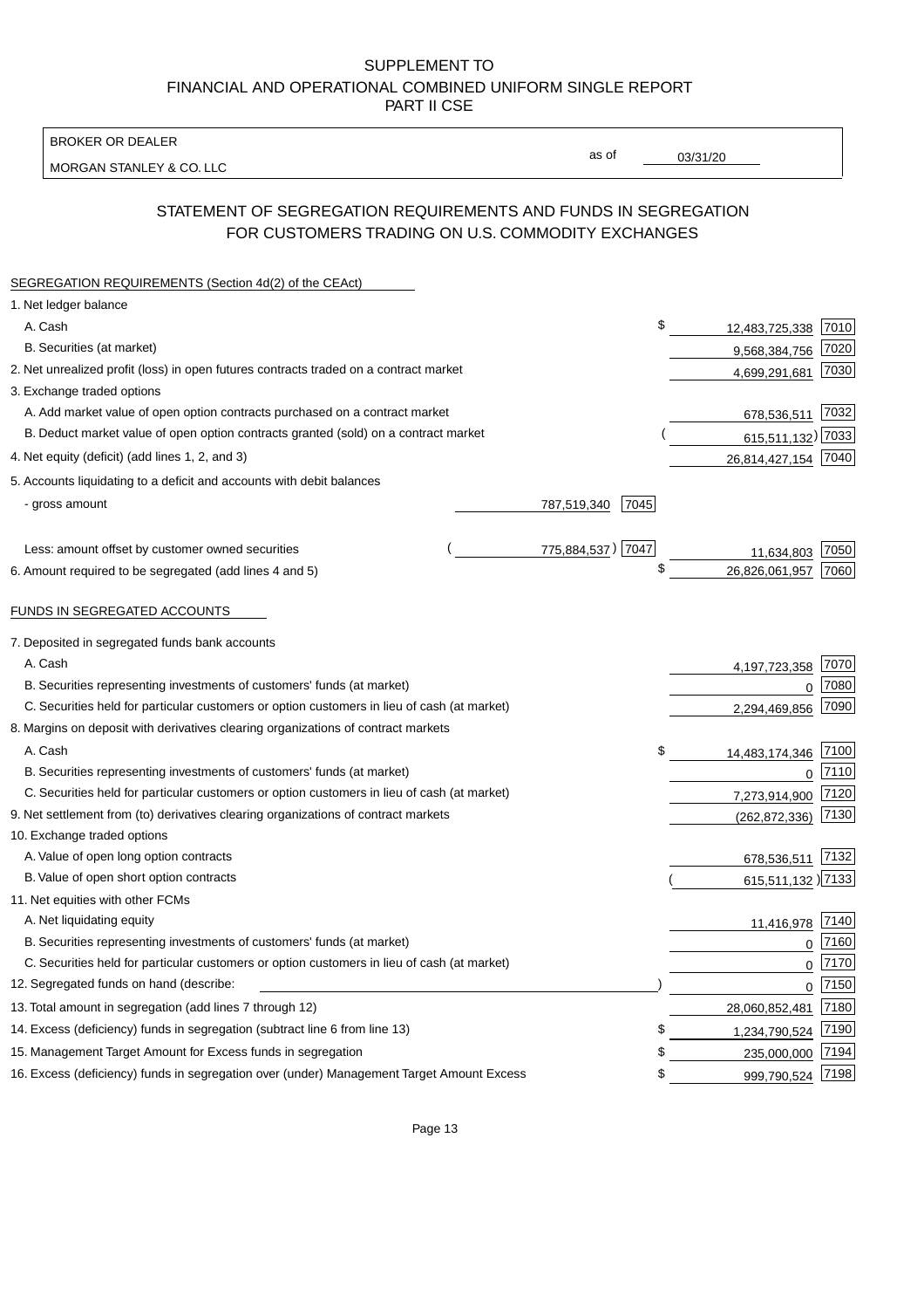SUPPLEMENT TO
FINANCIAL AND OPERATIONAL COMBINED UNIFORM SINGLE REPORT
PART II CSE

| BROKER OR DEALER | | |
|---|---|---|
| MORGAN STANLEY & CO. LLC | as of | 03/31/20 |

## STATEMENT OF SEGREGATION REQUIREMENTS AND FUNDS IN SEGREGATION FOR CUSTOMERS TRADING ON U.S. COMMODITY EXCHANGES

| SEGREGATION REQUIREMENTS (Section 4d(2) of the CEAct) | | | | |
|---|---|---|---|---|
| 1. Net ledger balance | | | | |
| A. Cash | | | $ 12,483,725,338 | 7010 |
| B. Securities (at market) | | | 9,568,384,756 | 7020 |
| 2. Net unrealized profit (loss) in open futures contracts traded on a contract market | | | 4,699,291,681 | 7030 |
| 3. Exchange traded options | | | | |
| A. Add market value of open option contracts purchased on a contract market | | | 678,536,511 | 7032 |
| B. Deduct market value of open option contracts granted (sold) on a contract market | | | (615,511,132) | 7033 |
| 4. Net equity (deficit) (add lines 1, 2, and 3) | | | 26,814,427,154 | 7040 |
| 5. Accounts liquidating to a deficit and accounts with debit balances | | | | |
| - gross amount | 787,519,340 | 7045 | | |
| Less: amount offset by customer owned securities | (775,884,537) | 7047 | 11,634,803 | 7050 |
| 6. Amount required to be segregated (add lines 4 and 5) | | | $ 26,826,061,957 | 7060 |
| **FUNDS IN SEGREGATED ACCOUNTS** | | | | |
| 7. Deposited in segregated funds bank accounts | | | | |
| A. Cash | | | 4,197,723,358 | 7070 |
| B. Securities representing investments of customers' funds (at market) | | | 0 | 7080 |
| C. Securities held for particular customers or option customers in lieu of cash (at market) | | | 2,294,469,856 | 7090 |
| 8. Margins on deposit with derivatives clearing organizations of contract markets | | | | |
| A. Cash | | | $ 14,483,174,346 | 7100 |
| B. Securities representing investments of customers' funds (at market) | | | 0 | 7110 |
| C. Securities held for particular customers or option customers in lieu of cash (at market) | | | 7,273,914,900 | 7120 |
| 9. Net settlement from (to) derivatives clearing organizations of contract markets | | | (262,872,336) | 7130 |
| 10. Exchange traded options | | | | |
| A. Value of open long option contracts | | | 678,536,511 | 7132 |
| B. Value of open short option contracts | | | (615,511,132) | 7133 |
| 11. Net equities with other FCMs | | | | |
| A. Net liquidating equity | | | 11,416,978 | 7140 |
| B. Securities representing investments of customers' funds (at market) | | | 0 | 7160 |
| C. Securities held for particular customers or option customers in lieu of cash (at market) | | | 0 | 7170 |
| 12. Segregated funds on hand (describe: ) | | | 0 | 7150 |
| 13. Total amount in segregation (add lines 7 through 12) | | | 28,060,852,481 | 7180 |
| 14. Excess (deficiency) funds in segregation (subtract line 6 from line 13) | | | $ 1,234,790,524 | 7190 |
| 15. Management Target Amount for Excess funds in segregation | | | $ 235,000,000 | 7194 |
| 16. Excess (deficiency) funds in segregation over (under) Management Target Amount Excess | | | $ 999,790,524 | 7198 |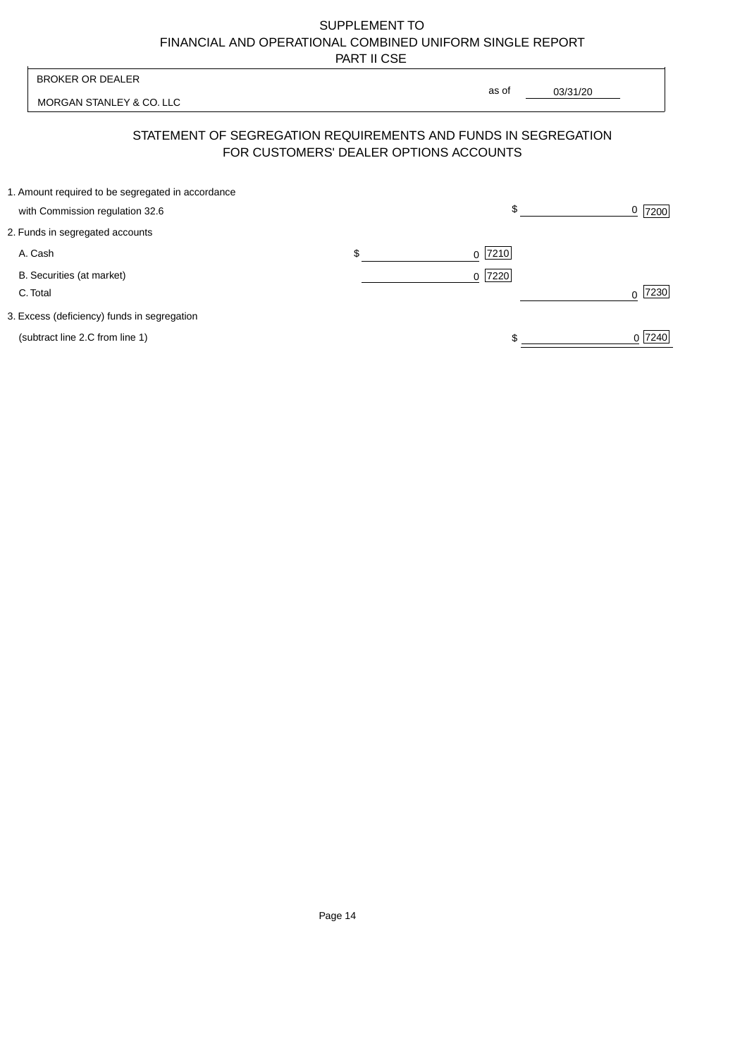SUPPLEMENT TO
FINANCIAL AND OPERATIONAL COMBINED UNIFORM SINGLE REPORT
PART II CSE

BROKER OR DEALER

MORGAN STANLEY & CO. LLC

as of 03/31/20

## STATEMENT OF SEGREGATION REQUIREMENTS AND FUNDS IN SEGREGATION FOR CUSTOMERS' DEALER OPTIONS ACCOUNTS

| | | |
|---|---|---|
| 1. Amount required to be segregated in accordance with Commission regulation 32.6 | | $ 0 [7200] |
| 2. Funds in segregated accounts | | |
| A. Cash | $ 0 [7210] | |
| B. Securities (at market) | 0 [7220] | |
| C. Total | | 0 [7230] |
| 3. Excess (deficiency) funds in segregation (subtract line 2.C from line 1) | | $ 0 [7240] |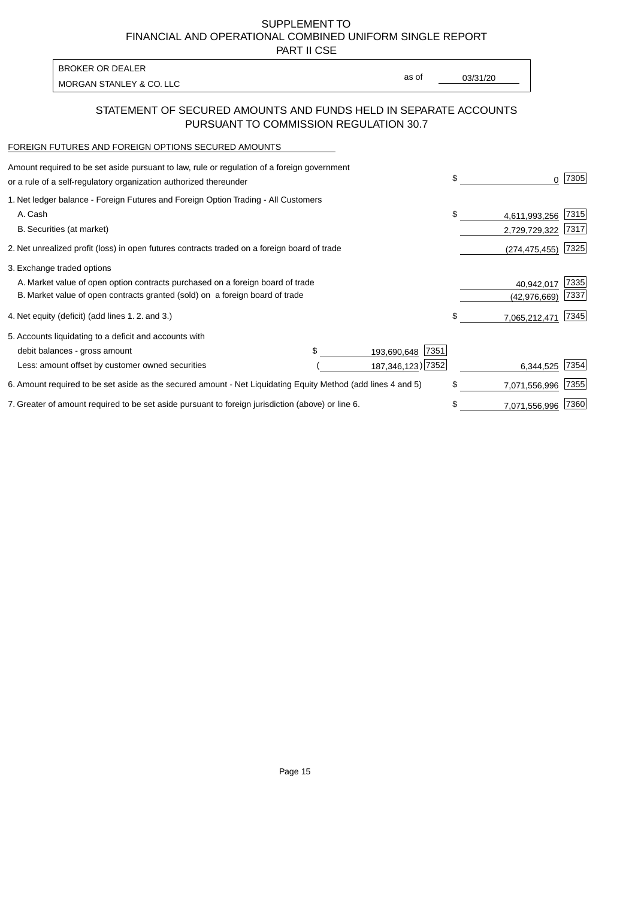SUPPLEMENT TO
FINANCIAL AND OPERATIONAL COMBINED UNIFORM SINGLE REPORT
PART II CSE

| BROKER OR DEALER | | |
|---|---|---|
| MORGAN STANLEY & CO. LLC | as of | 03/31/20 |

## STATEMENT OF SECURED AMOUNTS AND FUNDS HELD IN SEPARATE ACCOUNTS PURSUANT TO COMMISSION REGULATION 30.7

FOREIGN FUTURES AND FOREIGN OPTIONS SECURED AMOUNTS

| Description | | | Amount | Code |
|---|---|---|---|---|
| Amount required to be set aside pursuant to law, rule or regulation of a foreign government or a rule of a self-regulatory organization authorized thereunder | | | $ 0 | 7305 |
| 1. Net ledger balance - Foreign Futures and Foreign Option Trading - All Customers | | | | |
| A. Cash | | | $ 4,611,993,256 | 7315 |
| B. Securities (at market) | | | 2,729,729,322 | 7317 |
| 2. Net unrealized profit (loss) in open futures contracts traded on a foreign board of trade | | | (274,475,455) | 7325 |
| 3. Exchange traded options | | | | |
| A. Market value of open option contracts purchased on a foreign board of trade | | | 40,942,017 | 7335 |
| B. Market value of open contracts granted (sold) on a foreign board of trade | | | (42,976,669) | 7337 |
| 4. Net equity (deficit) (add lines 1. 2. and 3.) | | | $ 7,065,212,471 | 7345 |
| 5. Accounts liquidating to a deficit and accounts with | | | | |
| debit balances - gross amount | $ 193,690,648 | 7351 | | |
| Less: amount offset by customer owned securities | (187,346,123) | 7352 | 6,344,525 | 7354 |
| 6. Amount required to be set aside as the secured amount - Net Liquidating Equity Method (add lines 4 and 5) | | | $ 7,071,556,996 | 7355 |
| 7. Greater of amount required to be set aside pursuant to foreign jurisdiction (above) or line 6. | | | $ 7,071,556,996 | 7360 |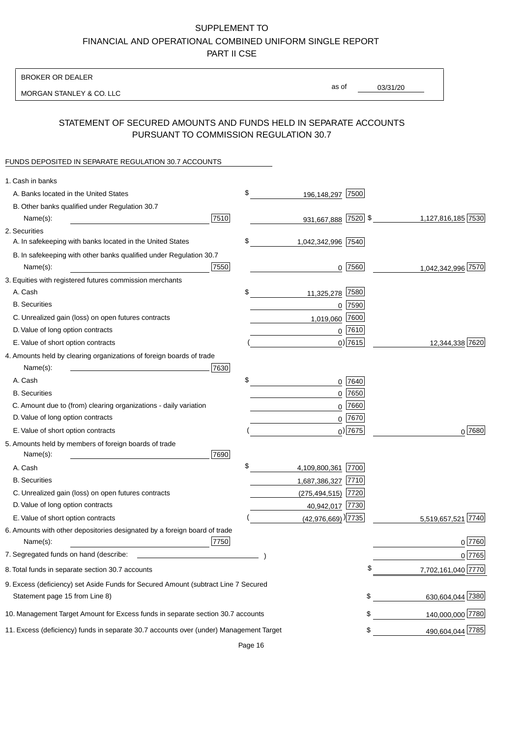# SUPPLEMENT TO
# FINANCIAL AND OPERATIONAL COMBINED UNIFORM SINGLE REPORT
# PART II CSE

BROKER OR DEALER

MORGAN STANLEY & CO. LLC

as of 03/31/20

## STATEMENT OF SECURED AMOUNTS AND FUNDS HELD IN SEPARATE ACCOUNTS PURSUANT TO COMMISSION REGULATION 30.7

FUNDS DEPOSITED IN SEPARATE REGULATION 30.7 ACCOUNTS

| | | | | |
|---|---|---|---|---|
| 1. Cash in banks | | | | |
| A. Banks located in the United States | | $ 196,148,297 | 7500 | |
| B. Other banks qualified under Regulation 30.7 Name(s): | 7510 | 931,667,888 | 7520 | $ 1,127,816,185 7530 |
| 2. Securities | | | | |
| A. In safekeeping with banks located in the United States | | $ 1,042,342,996 | 7540 | |
| B. In safekeeping with other banks qualified under Regulation 30.7 Name(s): | 7550 | 0 | 7560 | 1,042,342,996 7570 |
| 3. Equities with registered futures commission merchants | | | | |
| A. Cash | | $ 11,325,278 | 7580 | |
| B. Securities | | 0 | 7590 | |
| C. Unrealized gain (loss) on open futures contracts | | 1,019,060 | 7600 | |
| D. Value of long option contracts | | 0 | 7610 | |
| E. Value of short option contracts | | ( 0) | 7615 | 12,344,338 7620 |
| 4. Amounts held by clearing organizations of foreign boards of trade Name(s): | 7630 | | | |
| A. Cash | | $ 0 | 7640 | |
| B. Securities | | 0 | 7650 | |
| C. Amount due to (from) clearing organizations - daily variation | | 0 | 7660 | |
| D. Value of long option contracts | | 0 | 7670 | |
| E. Value of short option contracts | | ( 0) | 7675 | 0 7680 |
| 5. Amounts held by members of foreign boards of trade Name(s): | 7690 | | | |
| A. Cash | | $ 4,109,800,361 | 7700 | |
| B. Securities | | 1,687,386,327 | 7710 | |
| C. Unrealized gain (loss) on open futures contracts | | (275,494,515) | 7720 | |
| D. Value of long option contracts | | 40,942,017 | 7730 | |
| E. Value of short option contracts | | ( (42,976,669) ) | 7735 | 5,519,657,521 7740 |
| 6. Amounts with other depositories designated by a foreign board of trade Name(s): | 7750 | | | 0 7760 |
| 7. Segregated funds on hand (describe: ) | | | | 0 7765 |
| 8. Total funds in separate section 30.7 accounts | | | | $ 7,702,161,040 7770 |
| 9. Excess (deficiency) set Aside Funds for Secured Amount (subtract Line 7 Secured Statement page 15 from Line 8) | | | | $ 630,604,044 7380 |
| 10. Management Target Amount for Excess funds in separate section 30.7 accounts | | | | $ 140,000,000 7780 |
| 11. Excess (deficiency) funds in separate 30.7 accounts over (under) Management Target | | | | $ 490,604,044 7785 |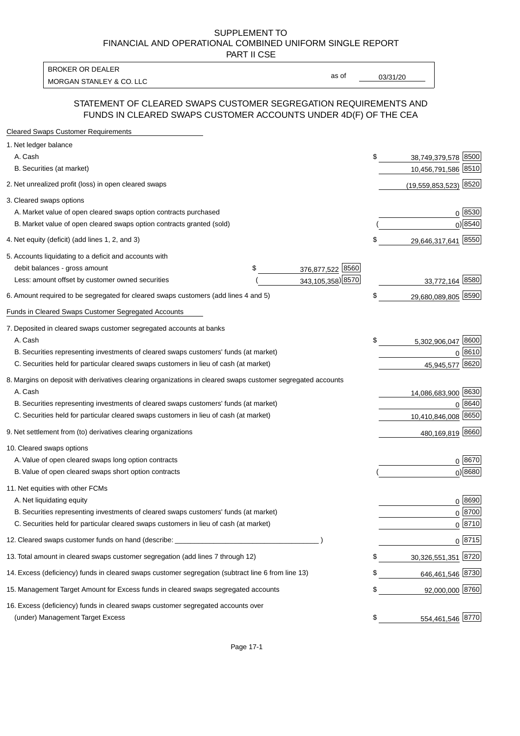SUPPLEMENT TO
FINANCIAL AND OPERATIONAL COMBINED UNIFORM SINGLE REPORT
PART II CSE

| | |
|---|---|
| BROKER OR DEALER<br>MORGAN STANLEY & CO. LLC | as of 03/31/20 |

## STATEMENT OF CLEARED SWAPS CUSTOMER SEGREGATION REQUIREMENTS AND FUNDS IN CLEARED SWAPS CUSTOMER ACCOUNTS UNDER 4D(F) OF THE CEA

| | | | |
|---|---|---|---|
| **Cleared Swaps Customer Requirements** | | | |
| 1. Net ledger balance | | | |
| A. Cash | | $ 38,749,379,578 | 8500 |
| B. Securities (at market) | | 10,456,791,586 | 8510 |
| 2. Net unrealized profit (loss) in open cleared swaps | | (19,559,853,523) | 8520 |
| 3. Cleared swaps options | | | |
| A. Market value of open cleared swaps option contracts purchased | | 0 | 8530 |
| B. Market value of open cleared swaps option contracts granted (sold) | | ( 0) | 8540 |
| 4. Net equity (deficit) (add lines 1, 2, and 3) | | $ 29,646,317,641 | 8550 |
| 5. Accounts liquidating to a deficit and accounts with debit balances - gross amount | $ 376,877,522 8560 | | |
| Less: amount offset by customer owned securities | ( 343,105,358) 8570 | 33,772,164 | 8580 |
| 6. Amount required to be segregated for cleared swaps customers (add lines 4 and 5) | | $ 29,680,089,805 | 8590 |
| **Funds in Cleared Swaps Customer Segregated Accounts** | | | |
| 7. Deposited in cleared swaps customer segregated accounts at banks | | | |
| A. Cash | | $ 5,302,906,047 | 8600 |
| B. Securities representing investments of cleared swaps customers' funds (at market) | | 0 | 8610 |
| C. Securities held for particular cleared swaps customers in lieu of cash (at market) | | 45,945,577 | 8620 |
| 8. Margins on deposit with derivatives clearing organizations in cleared swaps customer segregated accounts | | | |
| A. Cash | | 14,086,683,900 | 8630 |
| B. Securities representing investments of cleared swaps customers' funds (at market) | | 0 | 8640 |
| C. Securities held for particular cleared swaps customers in lieu of cash (at market) | | 10,410,846,008 | 8650 |
| 9. Net settlement from (to) derivatives clearing organizations | | 480,169,819 | 8660 |
| 10. Cleared swaps options | | | |
| A. Value of open cleared swaps long option contracts | | 0 | 8670 |
| B. Value of open cleared swaps short option contracts | | ( 0) | 8680 |
| 11. Net equities with other FCMs | | | |
| A. Net liquidating equity | | 0 | 8690 |
| B. Securities representing investments of cleared swaps customers' funds (at market) | | 0 | 8700 |
| C. Securities held for particular cleared swaps customers in lieu of cash (at market) | | 0 | 8710 |
| 12. Cleared swaps customer funds on hand (describe: ______ ) | | 0 | 8715 |
| 13. Total amount in cleared swaps customer segregation (add lines 7 through 12) | | $ 30,326,551,351 | 8720 |
| 14. Excess (deficiency) funds in cleared swaps customer segregation (subtract line 6 from line 13) | | $ 646,461,546 | 8730 |
| 15. Management Target Amount for Excess funds in cleared swaps segregated accounts | | $ 92,000,000 | 8760 |
| 16. Excess (deficiency) funds in cleared swaps customer segregated accounts over (under) Management Target Excess | | $ 554,461,546 | 8770 |